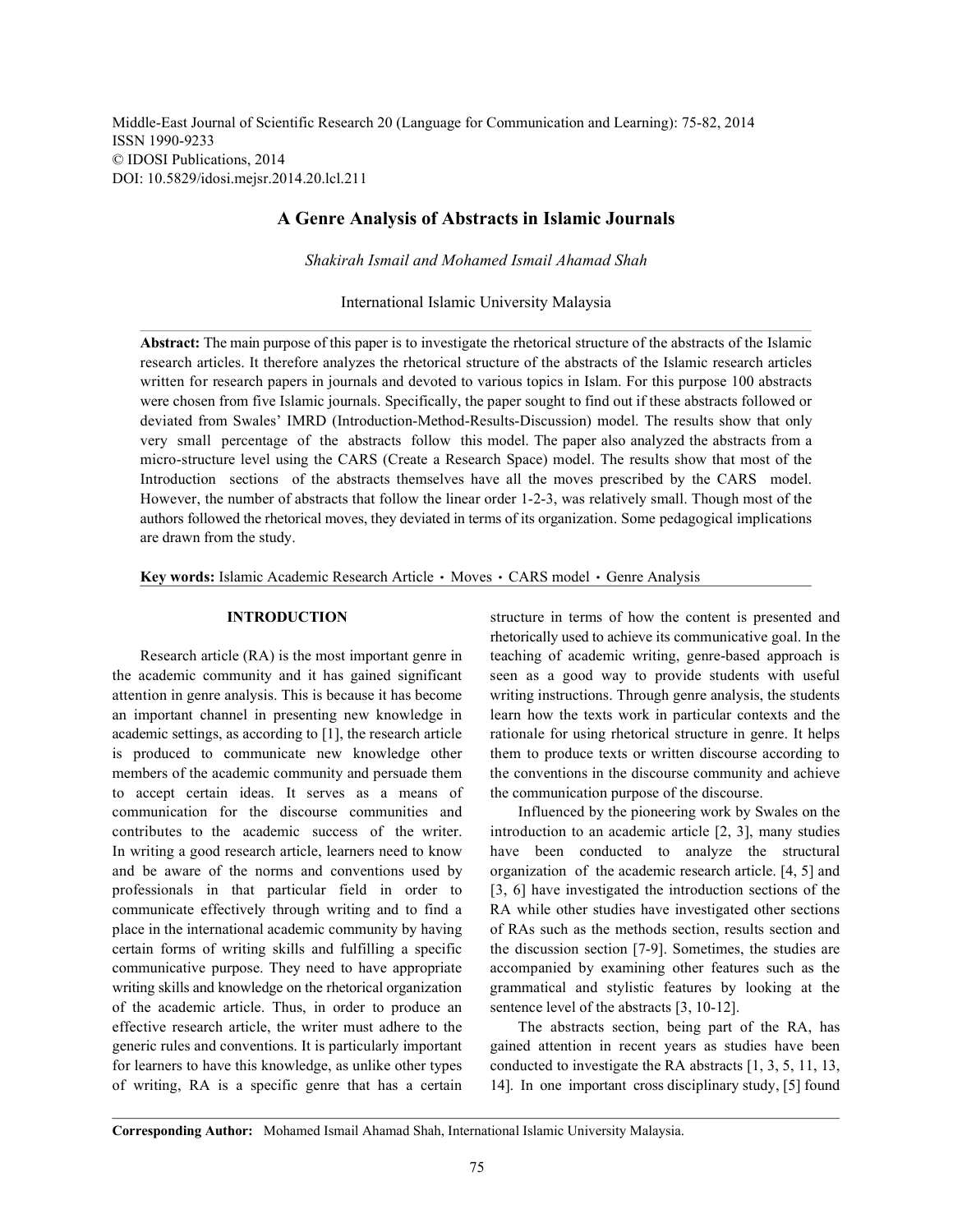Middle-East Journal of Scientific Research 20 (Language for Communication and Learning): 75-82, 2014
ISSN 1990-9233
© IDOSI Publications, 2014
DOI: 10.5829/idosi.mejsr.2014.20.lcl.211

# A Genre Analysis of Abstracts in Islamic Journals

*Shakirah Ismail and Mohamed Ismail Ahamad Shah*

International Islamic University Malaysia

**Abstract:** The main purpose of this paper is to investigate the rhetorical structure of the abstracts of the Islamic research articles. It therefore analyzes the rhetorical structure of the abstracts of the Islamic research articles written for research papers in journals and devoted to various topics in Islam. For this purpose 100 abstracts were chosen from five Islamic journals. Specifically, the paper sought to find out if these abstracts followed or deviated from Swales' IMRD (Introduction-Method-Results-Discussion) model. The results show that only very small percentage of the abstracts follow this model. The paper also analyzed the abstracts from a micro-structure level using the CARS (Create a Research Space) model. The results show that most of the Introduction sections of the abstracts themselves have all the moves prescribed by the CARS model. However, the number of abstracts that follow the linear order 1-2-3, was relatively small. Though most of the authors followed the rhetorical moves, they deviated in terms of its organization. Some pedagogical implications are drawn from the study.

**Key words:** Islamic Academic Research Article • Moves • CARS model • Genre Analysis

## INTRODUCTION

Research article (RA) is the most important genre in the academic community and it has gained significant attention in genre analysis. This is because it has become an important channel in presenting new knowledge in academic settings, as according to [1], the research article is produced to communicate new knowledge other members of the academic community and persuade them to accept certain ideas. It serves as a means of communication for the discourse communities and contributes to the academic success of the writer. In writing a good research article, learners need to know and be aware of the norms and conventions used by professionals in that particular field in order to communicate effectively through writing and to find a place in the international academic community by having certain forms of writing skills and fulfilling a specific communicative purpose. They need to have appropriate writing skills and knowledge on the rhetorical organization of the academic article. Thus, in order to produce an effective research article, the writer must adhere to the generic rules and conventions. It is particularly important for learners to have this knowledge, as unlike other types of writing, RA is a specific genre that has a certain structure in terms of how the content is presented and rhetorically used to achieve its communicative goal. In the teaching of academic writing, genre-based approach is seen as a good way to provide students with useful writing instructions. Through genre analysis, the students learn how the texts work in particular contexts and the rationale for using rhetorical structure in genre. It helps them to produce texts or written discourse according to the conventions in the discourse community and achieve the communication purpose of the discourse.

Influenced by the pioneering work by Swales on the introduction to an academic article [2, 3], many studies have been conducted to analyze the structural organization of the academic research article. [4, 5] and [3, 6] have investigated the introduction sections of the RA while other studies have investigated other sections of RAs such as the methods section, results section and the discussion section [7-9]. Sometimes, the studies are accompanied by examining other features such as the grammatical and stylistic features by looking at the sentence level of the abstracts [3, 10-12].

The abstracts section, being part of the RA, has gained attention in recent years as studies have been conducted to investigate the RA abstracts [1, 3, 5, 11, 13, 14]. In one important cross disciplinary study, [5] found

**Corresponding Author:** Mohamed Ismail Ahamad Shah, International Islamic University Malaysia.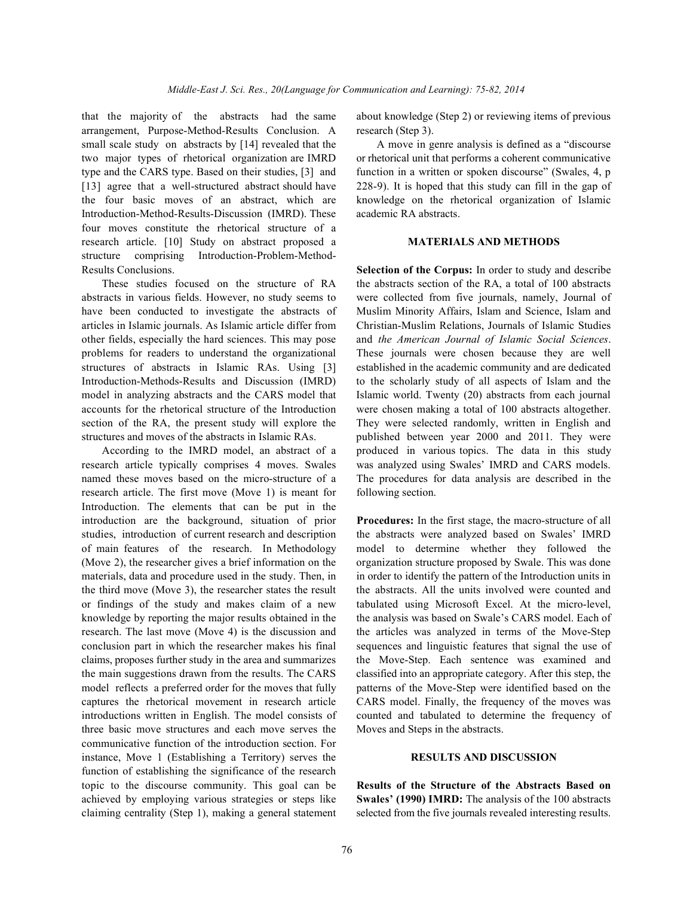that the majority of the abstracts had the same arrangement, Purpose-Method-Results Conclusion. A small scale study on abstracts by [14] revealed that the two major types of rhetorical organization are IMRD type and the CARS type. Based on their studies, [3] and [13] agree that a well-structured abstract should have the four basic moves of an abstract, which are Introduction-Method-Results-Discussion (IMRD). These four moves constitute the rhetorical structure of a research article. [10] Study on abstract proposed a structure comprising Introduction-Problem-Method-Results Conclusions.

These studies focused on the structure of RA abstracts in various fields. However, no study seems to have been conducted to investigate the abstracts of articles in Islamic journals. As Islamic article differ from other fields, especially the hard sciences. This may pose problems for readers to understand the organizational structures of abstracts in Islamic RAs. Using [3] Introduction-Methods-Results and Discussion (IMRD) model in analyzing abstracts and the CARS model that accounts for the rhetorical structure of the Introduction section of the RA, the present study will explore the structures and moves of the abstracts in Islamic RAs.

According to the IMRD model, an abstract of a research article typically comprises 4 moves. Swales named these moves based on the micro-structure of a research article. The first move (Move 1) is meant for Introduction. The elements that can be put in the introduction are the background, situation of prior studies, introduction of current research and description of main features of the research. In Methodology (Move 2), the researcher gives a brief information on the materials, data and procedure used in the study. Then, in the third move (Move 3), the researcher states the result or findings of the study and makes claim of a new knowledge by reporting the major results obtained in the research. The last move (Move 4) is the discussion and conclusion part in which the researcher makes his final claims, proposes further study in the area and summarizes the main suggestions drawn from the results. The CARS model reflects a preferred order for the moves that fully captures the rhetorical movement in research article introductions written in English. The model consists of three basic move structures and each move serves the communicative function of the introduction section. For instance, Move 1 (Establishing a Territory) serves the function of establishing the significance of the research topic to the discourse community. This goal can be achieved by employing various strategies or steps like claiming centrality (Step 1), making a general statement about knowledge (Step 2) or reviewing items of previous research (Step 3).

A move in genre analysis is defined as a "discourse or rhetorical unit that performs a coherent communicative function in a written or spoken discourse" (Swales, 4, p 228-9). It is hoped that this study can fill in the gap of knowledge on the rhetorical organization of Islamic academic RA abstracts.

## MATERIALS AND METHODS

**Selection of the Corpus:** In order to study and describe the abstracts section of the RA, a total of 100 abstracts were collected from five journals, namely, Journal of Muslim Minority Affairs, Islam and Science, Islam and Christian-Muslim Relations, Journals of Islamic Studies and *the American Journal of Islamic Social Sciences*. These journals were chosen because they are well established in the academic community and are dedicated to the scholarly study of all aspects of Islam and the Islamic world. Twenty (20) abstracts from each journal were chosen making a total of 100 abstracts altogether. They were selected randomly, written in English and published between year 2000 and 2011. They were produced in various topics. The data in this study was analyzed using Swales' IMRD and CARS models. The procedures for data analysis are described in the following section.

**Procedures:** In the first stage, the macro-structure of all the abstracts were analyzed based on Swales' IMRD model to determine whether they followed the organization structure proposed by Swale. This was done in order to identify the pattern of the Introduction units in the abstracts. All the units involved were counted and tabulated using Microsoft Excel. At the micro-level, the analysis was based on Swale's CARS model. Each of the articles was analyzed in terms of the Move-Step sequences and linguistic features that signal the use of the Move-Step. Each sentence was examined and classified into an appropriate category. After this step, the patterns of the Move-Step were identified based on the CARS model. Finally, the frequency of the moves was counted and tabulated to determine the frequency of Moves and Steps in the abstracts.

## RESULTS AND DISCUSSION

**Results of the Structure of the Abstracts Based on Swales' (1990) IMRD:** The analysis of the 100 abstracts selected from the five journals revealed interesting results.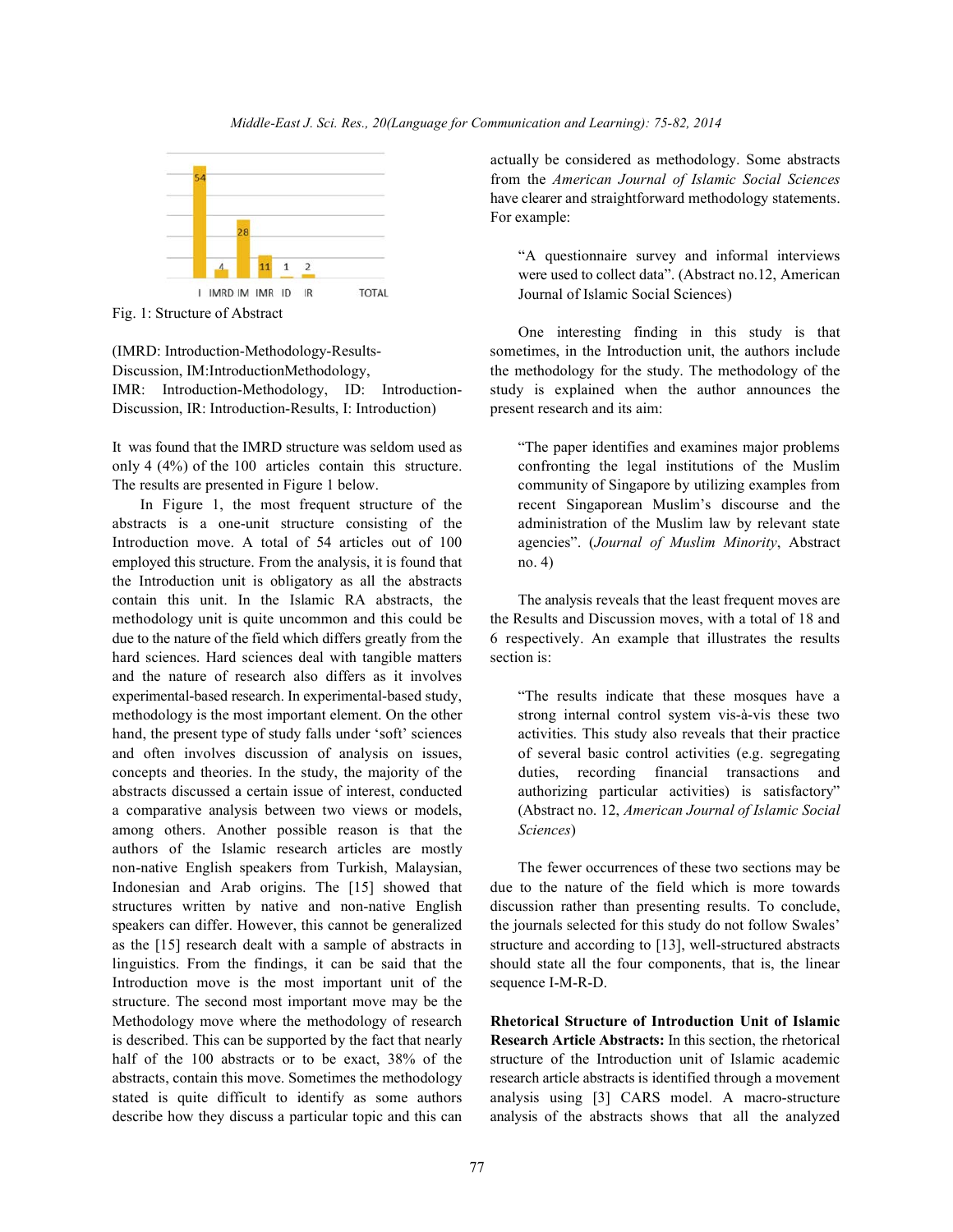Fig. 1: Structure of Abstract

(IMRD: Introduction-Methodology-Results-Discussion, IM:IntroductionMethodology, IMR: Introduction-Methodology, ID: Introduction-Discussion, IR: Introduction-Results, I: Introduction)

It was found that the IMRD structure was seldom used as only 4 (4%) of the 100 articles contain this structure. The results are presented in Figure 1 below.

In Figure 1, the most frequent structure of the abstracts is a one-unit structure consisting of the Introduction move. A total of 54 articles out of 100 employed this structure. From the analysis, it is found that the Introduction unit is obligatory as all the abstracts contain this unit. In the Islamic RA abstracts, the methodology unit is quite uncommon and this could be due to the nature of the field which differs greatly from the hard sciences. Hard sciences deal with tangible matters and the nature of research also differs as it involves experimental-based research. In experimental-based study, methodology is the most important element. On the other hand, the present type of study falls under 'soft' sciences and often involves discussion of analysis on issues, concepts and theories. In the study, the majority of the abstracts discussed a certain issue of interest, conducted a comparative analysis between two views or models, among others. Another possible reason is that the authors of the Islamic research articles are mostly non-native English speakers from Turkish, Malaysian, Indonesian and Arab origins. The [15] showed that structures written by native and non-native English speakers can differ. However, this cannot be generalized as the [15] research dealt with a sample of abstracts in linguistics. From the findings, it can be said that the Introduction move is the most important unit of the structure. The second most important move may be the Methodology move where the methodology of research is described. This can be supported by the fact that nearly half of the 100 abstracts or to be exact, 38% of the abstracts, contain this move. Sometimes the methodology stated is quite difficult to identify as some authors describe how they discuss a particular topic and this can actually be considered as methodology. Some abstracts from the *American Journal of Islamic Social Sciences* have clearer and straightforward methodology statements. For example:

> "A questionnaire survey and informal interviews were used to collect data". (Abstract no.12, American Journal of Islamic Social Sciences)

One interesting finding in this study is that sometimes, in the Introduction unit, the authors include the methodology for the study. The methodology of the study is explained when the author announces the present research and its aim:

> "The paper identifies and examines major problems confronting the legal institutions of the Muslim community of Singapore by utilizing examples from recent Singaporean Muslim's discourse and the administration of the Muslim law by relevant state agencies". (*Journal of Muslim Minority*, Abstract no. 4)

The analysis reveals that the least frequent moves are the Results and Discussion moves, with a total of 18 and 6 respectively. An example that illustrates the results section is:

> "The results indicate that these mosques have a strong internal control system vis-à-vis these two activities. This study also reveals that their practice of several basic control activities (e.g. segregating duties, recording financial transactions and authorizing particular activities) is satisfactory" (Abstract no. 12, *American Journal of Islamic Social Sciences*)

The fewer occurrences of these two sections may be due to the nature of the field which is more towards discussion rather than presenting results. To conclude, the journals selected for this study do not follow Swales' structure and according to [13], well-structured abstracts should state all the four components, that is, the linear sequence I-M-R-D.

**Rhetorical Structure of Introduction Unit of Islamic Research Article Abstracts:** In this section, the rhetorical structure of the Introduction unit of Islamic academic research article abstracts is identified through a movement analysis using [3] CARS model. A macro-structure analysis of the abstracts shows that all the analyzed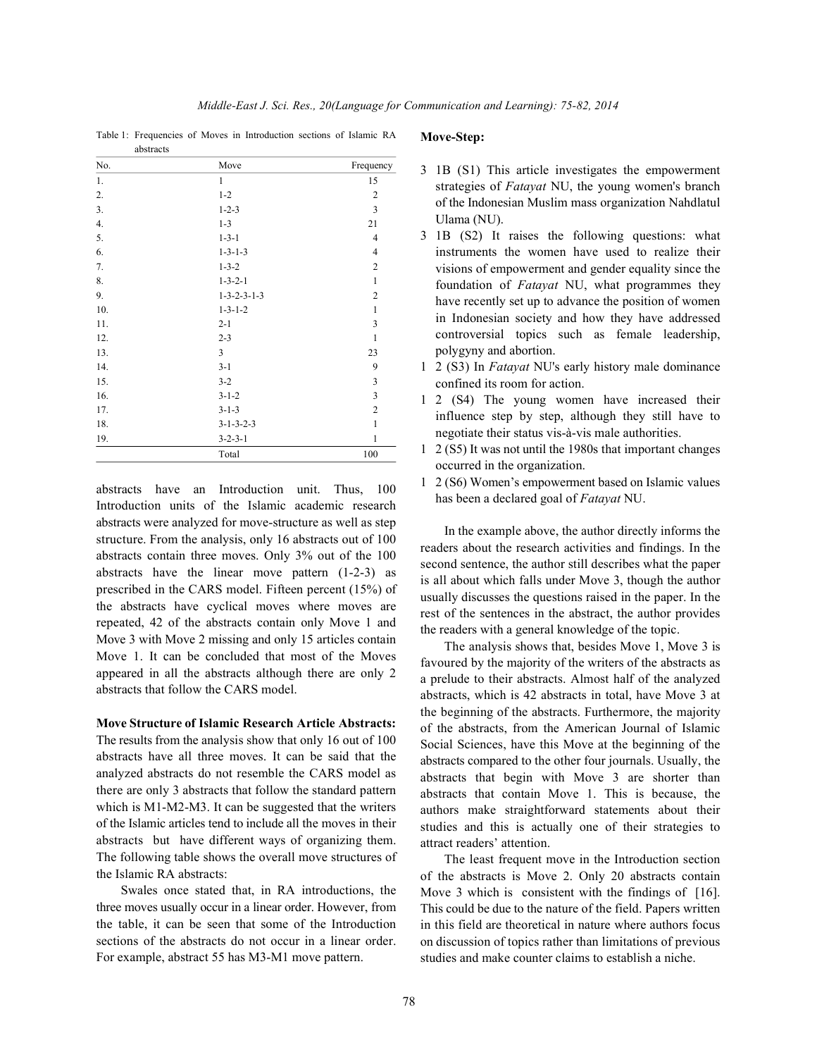Table 1: Frequencies of Moves in Introduction sections of Islamic RA abstracts

| No. | Move | Frequency |
|---|---|---|
| 1. | 1 | 15 |
| 2. | 1-2 | 2 |
| 3. | 1-2-3 | 3 |
| 4. | 1-3 | 21 |
| 5. | 1-3-1 | 4 |
| 6. | 1-3-1-3 | 4 |
| 7. | 1-3-2 | 2 |
| 8. | 1-3-2-1 | 1 |
| 9. | 1-3-2-3-1-3 | 2 |
| 10. | 1-3-1-2 | 1 |
| 11. | 2-1 | 3 |
| 12. | 2-3 | 1 |
| 13. | 3 | 23 |
| 14. | 3-1 | 9 |
| 15. | 3-2 | 3 |
| 16. | 3-1-2 | 3 |
| 17. | 3-1-3 | 2 |
| 18. | 3-1-3-2-3 | 1 |
| 19. | 3-2-3-1 | 1 |
| | Total | 100 |

abstracts have an Introduction unit. Thus, 100 Introduction units of the Islamic academic research abstracts were analyzed for move-structure as well as step structure. From the analysis, only 16 abstracts out of 100 abstracts contain three moves. Only 3% out of the 100 abstracts have the linear move pattern (1-2-3) as prescribed in the CARS model. Fifteen percent (15%) of the abstracts have cyclical moves where moves are repeated, 42 of the abstracts contain only Move 1 and Move 3 with Move 2 missing and only 15 articles contain Move 1. It can be concluded that most of the Moves appeared in all the abstracts although there are only 2 abstracts that follow the CARS model.

**Move Structure of Islamic Research Article Abstracts:** The results from the analysis show that only 16 out of 100 abstracts have all three moves. It can be said that the analyzed abstracts do not resemble the CARS model as there are only 3 abstracts that follow the standard pattern which is M1-M2-M3. It can be suggested that the writers of the Islamic articles tend to include all the moves in their abstracts but have different ways of organizing them. The following table shows the overall move structures of the Islamic RA abstracts:

Swales once stated that, in RA introductions, the three moves usually occur in a linear order. However, from the table, it can be seen that some of the Introduction sections of the abstracts do not occur in a linear order. For example, abstract 55 has M3-M1 move pattern.

**Move-Step:**

3 1B (S1) This article investigates the empowerment strategies of *Fatayat* NU, the young women's branch of the Indonesian Muslim mass organization Nahdlatul Ulama (NU).

3 1B (S2) It raises the following questions: what instruments the women have used to realize their visions of empowerment and gender equality since the foundation of *Fatayat* NU, what programmes they have recently set up to advance the position of women in Indonesian society and how they have addressed controversial topics such as female leadership, polygyny and abortion.

1 2 (S3) In *Fatayat* NU's early history male dominance confined its room for action.

1 2 (S4) The young women have increased their influence step by step, although they still have to negotiate their status vis-à-vis male authorities.

1 2 (S5) It was not until the 1980s that important changes occurred in the organization.

1 2 (S6) Women's empowerment based on Islamic values has been a declared goal of *Fatayat* NU.

In the example above, the author directly informs the readers about the research activities and findings. In the second sentence, the author still describes what the paper is all about which falls under Move 3, though the author usually discusses the questions raised in the paper. In the rest of the sentences in the abstract, the author provides the readers with a general knowledge of the topic.

The analysis shows that, besides Move 1, Move 3 is favoured by the majority of the writers of the abstracts as a prelude to their abstracts. Almost half of the analyzed abstracts, which is 42 abstracts in total, have Move 3 at the beginning of the abstracts. Furthermore, the majority of the abstracts, from the American Journal of Islamic Social Sciences, have this Move at the beginning of the abstracts compared to the other four journals. Usually, the abstracts that begin with Move 3 are shorter than abstracts that contain Move 1. This is because, the authors make straightforward statements about their studies and this is actually one of their strategies to attract readers' attention.

The least frequent move in the Introduction section of the abstracts is Move 2. Only 20 abstracts contain Move 3 which is consistent with the findings of [16]. This could be due to the nature of the field. Papers written in this field are theoretical in nature where authors focus on discussion of topics rather than limitations of previous studies and make counter claims to establish a niche.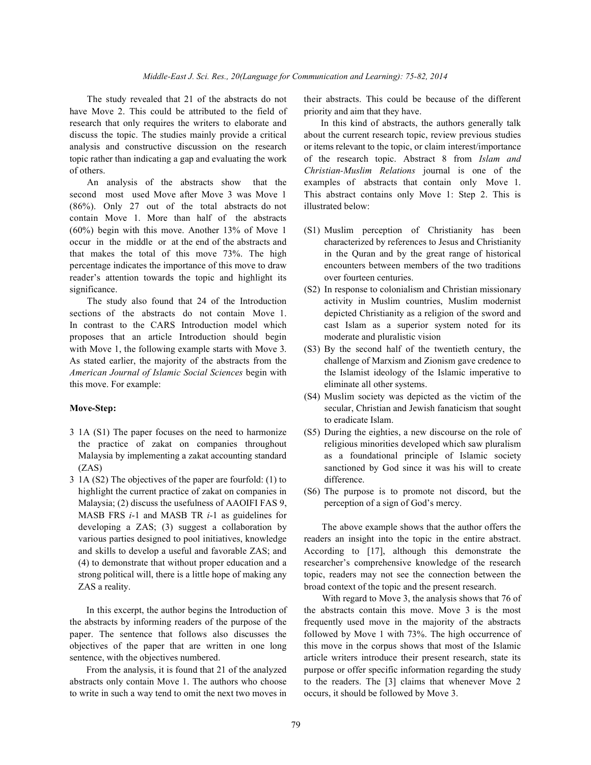The study revealed that 21 of the abstracts do not have Move 2. This could be attributed to the field of research that only requires the writers to elaborate and discuss the topic. The studies mainly provide a critical analysis and constructive discussion on the research topic rather than indicating a gap and evaluating the work of others.

An analysis of the abstracts show that the second most used Move after Move 3 was Move 1 (86%). Only 27 out of the total abstracts do not contain Move 1. More than half of the abstracts (60%) begin with this move. Another 13% of Move 1 occur in the middle or at the end of the abstracts and that makes the total of this move 73%. The high percentage indicates the importance of this move to draw reader's attention towards the topic and highlight its significance.

The study also found that 24 of the Introduction sections of the abstracts do not contain Move 1. In contrast to the CARS Introduction model which proposes that an article Introduction should begin with Move 1, the following example starts with Move 3. As stated earlier, the majority of the abstracts from the *American Journal of Islamic Social Sciences* begin with this move. For example:

**Move-Step:**

3 1A (S1) The paper focuses on the need to harmonize the practice of zakat on companies throughout Malaysia by implementing a zakat accounting standard (ZAS)

3 1A (S2) The objectives of the paper are fourfold: (1) to highlight the current practice of zakat on companies in Malaysia; (2) discuss the usefulness of AAOIFI FAS 9, MASB FRS *i*-1 and MASB TR *i*-1 as guidelines for developing a ZAS; (3) suggest a collaboration by various parties designed to pool initiatives, knowledge and skills to develop a useful and favorable ZAS; and (4) to demonstrate that without proper education and a strong political will, there is a little hope of making any ZAS a reality.

In this excerpt, the author begins the Introduction of the abstracts by informing readers of the purpose of the paper. The sentence that follows also discusses the objectives of the paper that are written in one long sentence, with the objectives numbered.

From the analysis, it is found that 21 of the analyzed abstracts only contain Move 1. The authors who choose to write in such a way tend to omit the next two moves in their abstracts. This could be because of the different priority and aim that they have.

In this kind of abstracts, the authors generally talk about the current research topic, review previous studies or items relevant to the topic, or claim interest/importance of the research topic. Abstract 8 from *Islam and Christian-Muslim Relations* journal is one of the examples of abstracts that contain only Move 1. This abstract contains only Move 1: Step 2. This is illustrated below:

(S1) Muslim perception of Christianity has been characterized by references to Jesus and Christianity in the Quran and by the great range of historical encounters between members of the two traditions over fourteen centuries.

(S2) In response to colonialism and Christian missionary activity in Muslim countries, Muslim modernist depicted Christianity as a religion of the sword and cast Islam as a superior system noted for its moderate and pluralistic vision

(S3) By the second half of the twentieth century, the challenge of Marxism and Zionism gave credence to the Islamist ideology of the Islamic imperative to eliminate all other systems.

(S4) Muslim society was depicted as the victim of the secular, Christian and Jewish fanaticism that sought to eradicate Islam.

(S5) During the eighties, a new discourse on the role of religious minorities developed which saw pluralism as a foundational principle of Islamic society sanctioned by God since it was his will to create difference.

(S6) The purpose is to promote not discord, but the perception of a sign of God's mercy.

The above example shows that the author offers the readers an insight into the topic in the entire abstract. According to [17], although this demonstrate the researcher's comprehensive knowledge of the research topic, readers may not see the connection between the broad context of the topic and the present research.

With regard to Move 3, the analysis shows that 76 of the abstracts contain this move. Move 3 is the most frequently used move in the majority of the abstracts followed by Move 1 with 73%. The high occurrence of this move in the corpus shows that most of the Islamic article writers introduce their present research, state its purpose or offer specific information regarding the study to the readers. The [3] claims that whenever Move 2 occurs, it should be followed by Move 3.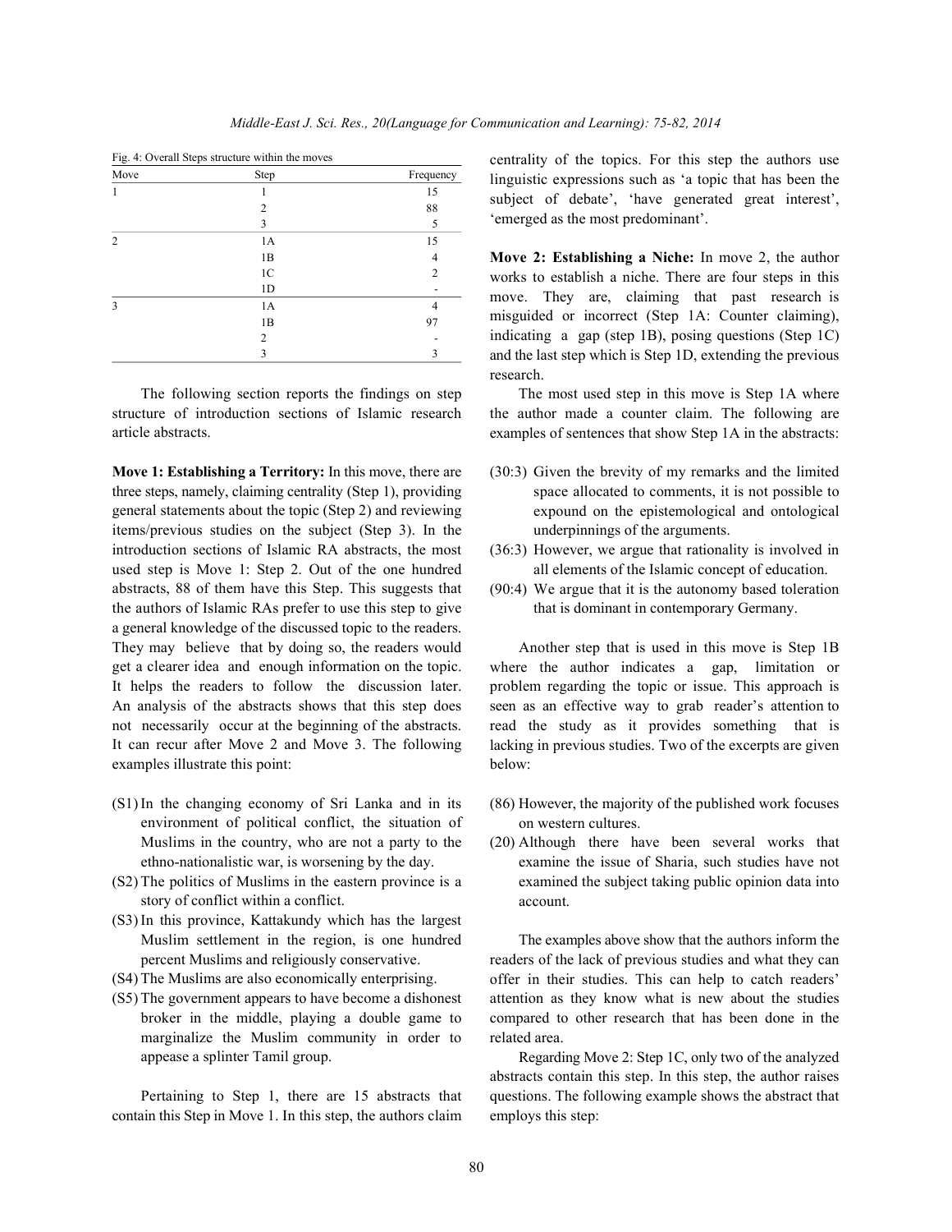Fig. 4: Overall Steps structure within the moves

| Move | Step | Frequency |
|---|---|---|
| 1 | 1 | 15 |
| | 2 | 88 |
| | 3 | 5 |
| 2 | 1A | 15 |
| | 1B | 4 |
| | 1C | 2 |
| | 1D | - |
| 3 | 1A | 4 |
| | 1B | 97 |
| | 2 | - |
| | 3 | 3 |

The following section reports the findings on step structure of introduction sections of Islamic research article abstracts.

**Move 1: Establishing a Territory:** In this move, there are three steps, namely, claiming centrality (Step 1), providing general statements about the topic (Step 2) and reviewing items/previous studies on the subject (Step 3). In the introduction sections of Islamic RA abstracts, the most used step is Move 1: Step 2. Out of the one hundred abstracts, 88 of them have this Step. This suggests that the authors of Islamic RAs prefer to use this step to give a general knowledge of the discussed topic to the readers. They may believe that by doing so, the readers would get a clearer idea and enough information on the topic. It helps the readers to follow the discussion later. An analysis of the abstracts shows that this step does not necessarily occur at the beginning of the abstracts. It can recur after Move 2 and Move 3. The following examples illustrate this point:

(S1) In the changing economy of Sri Lanka and in its environment of political conflict, the situation of Muslims in the country, who are not a party to the ethno-nationalistic war, is worsening by the day.
(S2) The politics of Muslims in the eastern province is a story of conflict within a conflict.
(S3) In this province, Kattakundy which has the largest Muslim settlement in the region, is one hundred percent Muslims and religiously conservative.
(S4) The Muslims are also economically enterprising.
(S5) The government appears to have become a dishonest broker in the middle, playing a double game to marginalize the Muslim community in order to appease a splinter Tamil group.

Pertaining to Step 1, there are 15 abstracts that contain this Step in Move 1. In this step, the authors claim centrality of the topics. For this step the authors use linguistic expressions such as 'a topic that has been the subject of debate', 'have generated great interest', 'emerged as the most predominant'.

**Move 2: Establishing a Niche:** In move 2, the author works to establish a niche. There are four steps in this move. They are, claiming that past research is misguided or incorrect (Step 1A: Counter claiming), indicating a gap (step 1B), posing questions (Step 1C) and the last step which is Step 1D, extending the previous research.

The most used step in this move is Step 1A where the author made a counter claim. The following are examples of sentences that show Step 1A in the abstracts:

(30:3) Given the brevity of my remarks and the limited space allocated to comments, it is not possible to expound on the epistemological and ontological underpinnings of the arguments.
(36:3) However, we argue that rationality is involved in all elements of the Islamic concept of education.
(90:4) We argue that it is the autonomy based toleration that is dominant in contemporary Germany.

Another step that is used in this move is Step 1B where the author indicates a gap, limitation or problem regarding the topic or issue. This approach is seen as an effective way to grab reader's attention to read the study as it provides something that is lacking in previous studies. Two of the excerpts are given below:

(86) However, the majority of the published work focuses on western cultures.
(20) Although there have been several works that examine the issue of Sharia, such studies have not examined the subject taking public opinion data into account.

The examples above show that the authors inform the readers of the lack of previous studies and what they can offer in their studies. This can help to catch readers' attention as they know what is new about the studies compared to other research that has been done in the related area.

Regarding Move 2: Step 1C, only two of the analyzed abstracts contain this step. In this step, the author raises questions. The following example shows the abstract that employs this step: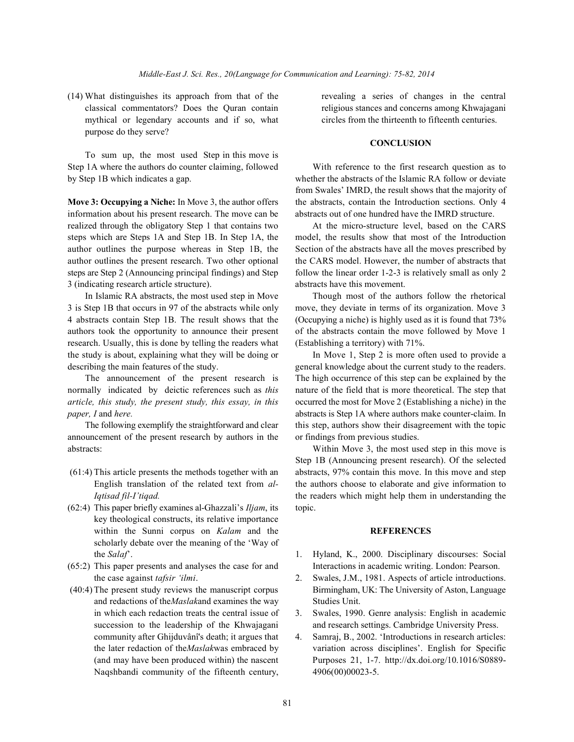(14) What distinguishes its approach from that of the classical commentators? Does the Quran contain mythical or legendary accounts and if so, what purpose do they serve?

To sum up, the most used Step in this move is Step 1A where the authors do counter claiming, followed by Step 1B which indicates a gap.

**Move 3: Occupying a Niche:** In Move 3, the author offers information about his present research. The move can be realized through the obligatory Step 1 that contains two steps which are Steps 1A and Step 1B. In Step 1A, the author outlines the purpose whereas in Step 1B, the author outlines the present research. Two other optional steps are Step 2 (Announcing principal findings) and Step 3 (indicating research article structure).

In Islamic RA abstracts, the most used step in Move 3 is Step 1B that occurs in 97 of the abstracts while only 4 abstracts contain Step 1B. The result shows that the authors took the opportunity to announce their present research. Usually, this is done by telling the readers what the study is about, explaining what they will be doing or describing the main features of the study.

The announcement of the present research is normally indicated by deictic references such as *this article, this study, the present study, this essay, in this paper, I* and *here.*

The following exemplify the straightforward and clear announcement of the present research by authors in the abstracts:

(61:4) This article presents the methods together with an English translation of the related text from *al-Iqtisad fil-I'tiqad.*

(62:4) This paper briefly examines al-Ghazzali's *Iljam*, its key theological constructs, its relative importance within the Sunni corpus on *Kalam* and the scholarly debate over the meaning of the 'Way of the *Salaf*'.

(65:2) This paper presents and analyses the case for and the case against *tafsir 'ilmi*.

(40:4) The present study reviews the manuscript corpus and redactions of the*Maslak*and examines the way in which each redaction treats the central issue of succession to the leadership of the Khwajagani community after Ghijduvânî's death; it argues that the later redaction of the*Maslak*was embraced by (and may have been produced within) the nascent Naqshbandi community of the fifteenth century, revealing a series of changes in the central religious stances and concerns among Khwajagani circles from the thirteenth to fifteenth centuries.

## CONCLUSION

With reference to the first research question as to whether the abstracts of the Islamic RA follow or deviate from Swales' IMRD, the result shows that the majority of the abstracts, contain the Introduction sections. Only 4 abstracts out of one hundred have the IMRD structure.

At the micro-structure level, based on the CARS model, the results show that most of the Introduction Section of the abstracts have all the moves prescribed by the CARS model. However, the number of abstracts that follow the linear order 1-2-3 is relatively small as only 2 abstracts have this movement.

Though most of the authors follow the rhetorical move, they deviate in terms of its organization. Move 3 (Occupying a niche) is highly used as it is found that 73% of the abstracts contain the move followed by Move 1 (Establishing a territory) with 71%.

In Move 1, Step 2 is more often used to provide a general knowledge about the current study to the readers. The high occurrence of this step can be explained by the nature of the field that is more theoretical. The step that occurred the most for Move 2 (Establishing a niche) in the abstracts is Step 1A where authors make counter-claim. In this step, authors show their disagreement with the topic or findings from previous studies.

Within Move 3, the most used step in this move is Step 1B (Announcing present research). Of the selected abstracts, 97% contain this move. In this move and step the authors choose to elaborate and give information to the readers which might help them in understanding the topic.

## REFERENCES

1. Hyland, K., 2000. Disciplinary discourses: Social Interactions in academic writing. London: Pearson.
2. Swales, J.M., 1981. Aspects of article introductions. Birmingham, UK: The University of Aston, Language Studies Unit.
3. Swales, 1990. Genre analysis: English in academic and research settings. Cambridge University Press.
4. Samraj, B., 2002. 'Introductions in research articles: variation across disciplines'. English for Specific Purposes 21, 1-7. http://dx.doi.org/10.1016/S0889-4906(00)00023-5.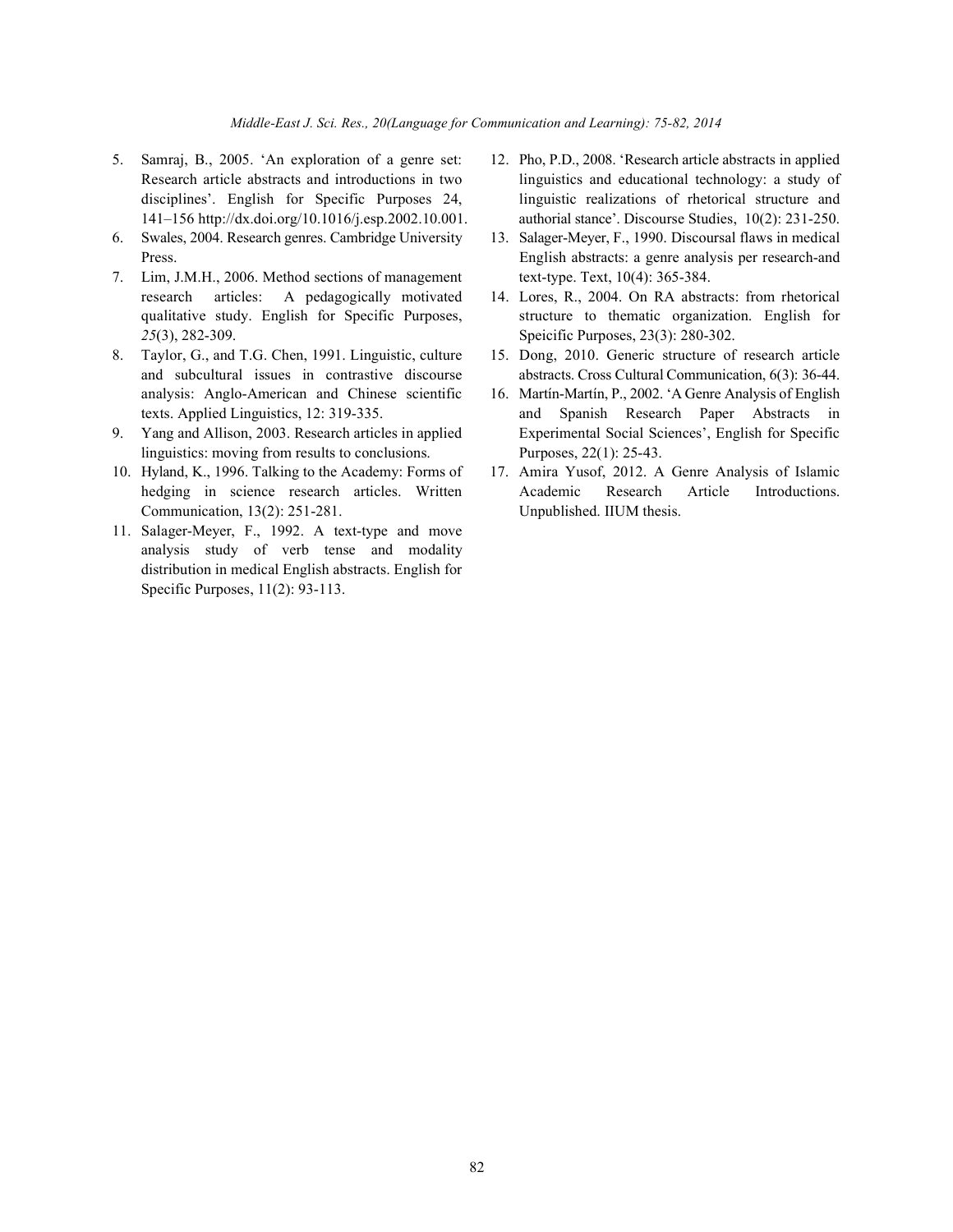5. Samraj, B., 2005. 'An exploration of a genre set: Research article abstracts and introductions in two disciplines'. English for Specific Purposes 24, 141–156 http://dx.doi.org/10.1016/j.esp.2002.10.001.
6. Swales, 2004. Research genres. Cambridge University Press.
7. Lim, J.M.H., 2006. Method sections of management research articles: A pedagogically motivated qualitative study. English for Specific Purposes, *25*(3), 282-309.
8. Taylor, G., and T.G. Chen, 1991. Linguistic, culture and subcultural issues in contrastive discourse analysis: Anglo-American and Chinese scientific texts. Applied Linguistics, 12: 319-335.
9. Yang and Allison, 2003. Research articles in applied linguistics: moving from results to conclusions.
10. Hyland, K., 1996. Talking to the Academy: Forms of hedging in science research articles. Written Communication, 13(2): 251-281.
11. Salager-Meyer, F., 1992. A text-type and move analysis study of verb tense and modality distribution in medical English abstracts. English for Specific Purposes, 11(2): 93-113.
12. Pho, P.D., 2008. 'Research article abstracts in applied linguistics and educational technology: a study of linguistic realizations of rhetorical structure and authorial stance'. Discourse Studies, 10(2): 231-250.
13. Salager-Meyer, F., 1990. Discoursal flaws in medical English abstracts: a genre analysis per research-and text-type. Text, 10(4): 365-384.
14. Lores, R., 2004. On RA abstracts: from rhetorical structure to thematic organization. English for Speicific Purposes, 23(3): 280-302.
15. Dong, 2010. Generic structure of research article abstracts. Cross Cultural Communication, 6(3): 36-44.
16. Martín-Martín, P., 2002. 'A Genre Analysis of English and Spanish Research Paper Abstracts in Experimental Social Sciences', English for Specific Purposes, 22(1): 25-43.
17. Amira Yusof, 2012. A Genre Analysis of Islamic Academic Research Article Introductions. Unpublished. IIUM thesis.